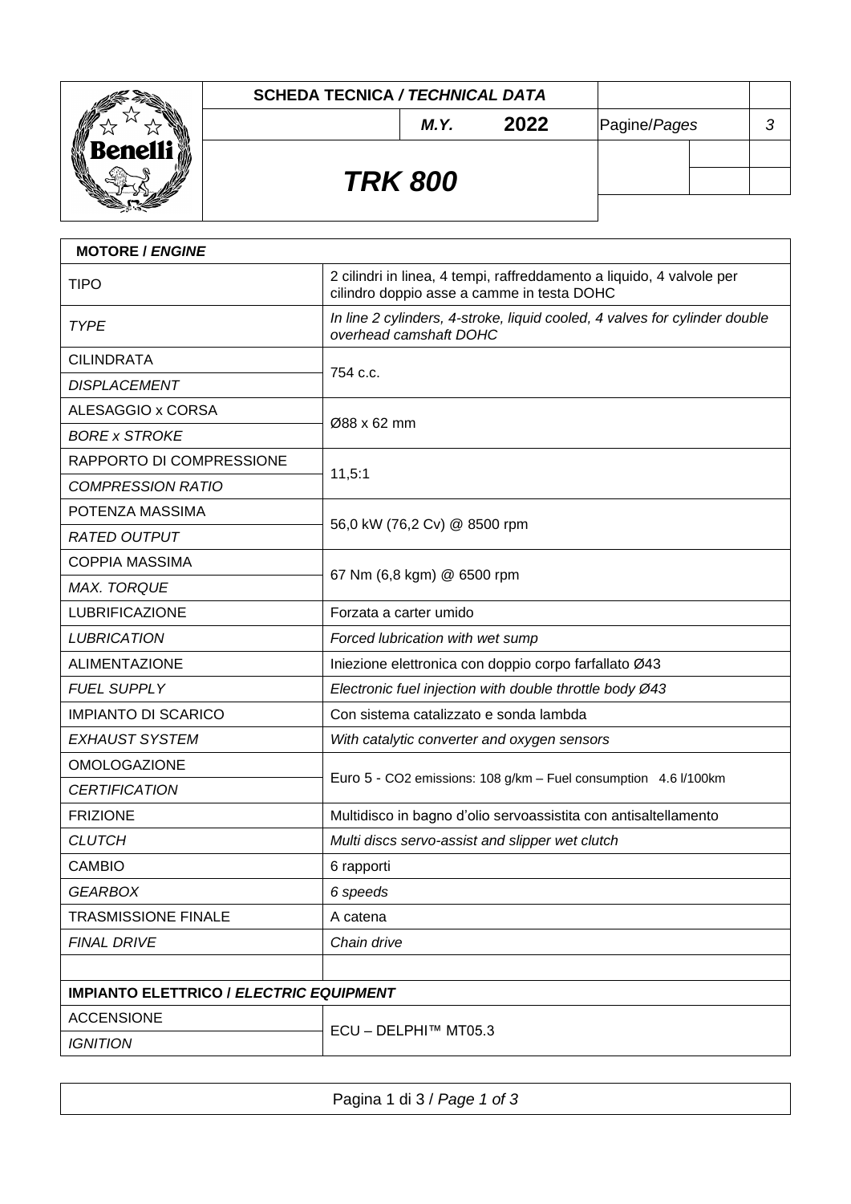**SCHEDA TECNICA / *TECHNICAL DATA***

***M.Y.* 2022**

## *TRK 800*

| **MOTORE / *ENGINE*** | |
|---|---|
| TIPO | 2 cilindri in linea, 4 tempi, raffreddamento a liquido, 4 valvole per cilindro doppio asse a camme in testa DOHC |
| *TYPE* | *In line 2 cylinders, 4-stroke, liquid cooled, 4 valves for cylinder double overhead camshaft DOHC* |
| CILINDRATA / *DISPLACEMENT* | 754 c.c. |
| ALESAGGIO x CORSA / *BORE x STROKE* | Ø88 x 62 mm |
| RAPPORTO DI COMPRESSIONE / *COMPRESSION RATIO* | 11,5:1 |
| POTENZA MASSIMA / *RATED OUTPUT* | 56,0 kW (76,2 Cv) @ 8500 rpm |
| COPPIA MASSIMA / *MAX. TORQUE* | 67 Nm (6,8 kgm) @ 6500 rpm |
| LUBRIFICAZIONE | Forzata a carter umido |
| *LUBRICATION* | *Forced lubrication with wet sump* |
| ALIMENTAZIONE | Iniezione elettronica con doppio corpo farfallato Ø43 |
| *FUEL SUPPLY* | *Electronic fuel injection with double throttle body Ø43* |
| IMPIANTO DI SCARICO | Con sistema catalizzato e sonda lambda |
| *EXHAUST SYSTEM* | *With catalytic converter and oxygen sensors* |
| OMOLOGAZIONE / *CERTIFICATION* | Euro 5 - $CO_2$ emissions: 108 g/km – Fuel consumption 4.6 l/100km |
| FRIZIONE | Multidisco in bagno d’olio servoassistita con antisaltellamento |
| *CLUTCH* | *Multi discs servo-assist and slipper wet clutch* |
| CAMBIO | 6 rapporti |
| *GEARBOX* | *6 speeds* |
| TRASMISSIONE FINALE | A catena |
| *FINAL DRIVE* | *Chain drive* |
| | |
| **IMPIANTO ELETTRICO / *ELECTRIC EQUIPMENT*** | |
| ACCENSIONE / *IGNITION* | ECU – DELPHI™ MT05.3 |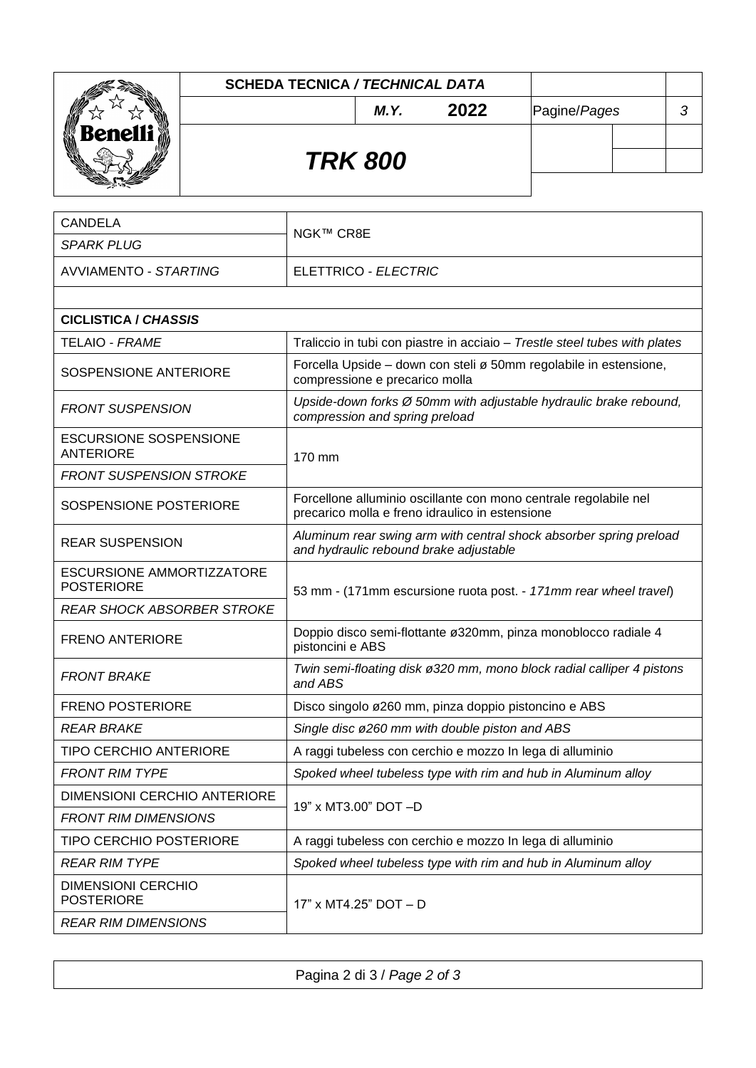| | |
|---|---|
| CANDELA<br>*SPARK PLUG* | NGK™ CR8E |
| AVVIAMENTO - *STARTING* | ELETTRICO - *ELECTRIC* |
| | |
| **CICLISTICA / *CHASSIS*** | |
| TELAIO - *FRAME* | Traliccio in tubi con piastre in acciaio – *Trestle steel tubes with plates* |
| SOSPENSIONE ANTERIORE | Forcella Upside – down con steli ø 50mm regolabile in estensione, compressione e precarico molla |
| *FRONT SUSPENSION* | *Upside-down forks Ø 50mm with adjustable hydraulic brake rebound, compression and spring preload* |
| ESCURSIONE SOSPENSIONE ANTERIORE<br>*FRONT SUSPENSION STROKE* | 170 mm |
| SOSPENSIONE POSTERIORE | Forcellone alluminio oscillante con mono centrale regolabile nel precarico molla e freno idraulico in estensione |
| REAR SUSPENSION | *Aluminum rear swing arm with central shock absorber spring preload and hydraulic rebound brake adjustable* |
| ESCURSIONE AMMORTIZZATORE POSTERIORE<br>*REAR SHOCK ABSORBER STROKE* | 53 mm - (171mm escursione ruota post. - *171mm rear wheel travel*) |
| FRENO ANTERIORE | Doppio disco semi-flottante ø320mm, pinza monoblocco radiale 4 pistoncini e ABS |
| *FRONT BRAKE* | *Twin semi-floating disk ø320 mm, mono block radial calliper 4 pistons and ABS* |
| FRENO POSTERIORE | Disco singolo ø260 mm, pinza doppio pistoncino e ABS |
| *REAR BRAKE* | *Single disc ø260 mm with double piston and ABS* |
| TIPO CERCHIO ANTERIORE | A raggi tubeless con cerchio e mozzo In lega di alluminio |
| *FRONT RIM TYPE* | *Spoked wheel tubeless type with rim and hub in Aluminum alloy* |
| DIMENSIONI CERCHIO ANTERIORE<br>*FRONT RIM DIMENSIONS* | 19" x MT3.00" DOT –D |
| TIPO CERCHIO POSTERIORE | A raggi tubeless con cerchio e mozzo In lega di alluminio |
| *REAR RIM TYPE* | *Spoked wheel tubeless type with rim and hub in Aluminum alloy* |
| DIMENSIONI CERCHIO POSTERIORE<br>*REAR RIM DIMENSIONS* | 17" x MT4.25" DOT – D |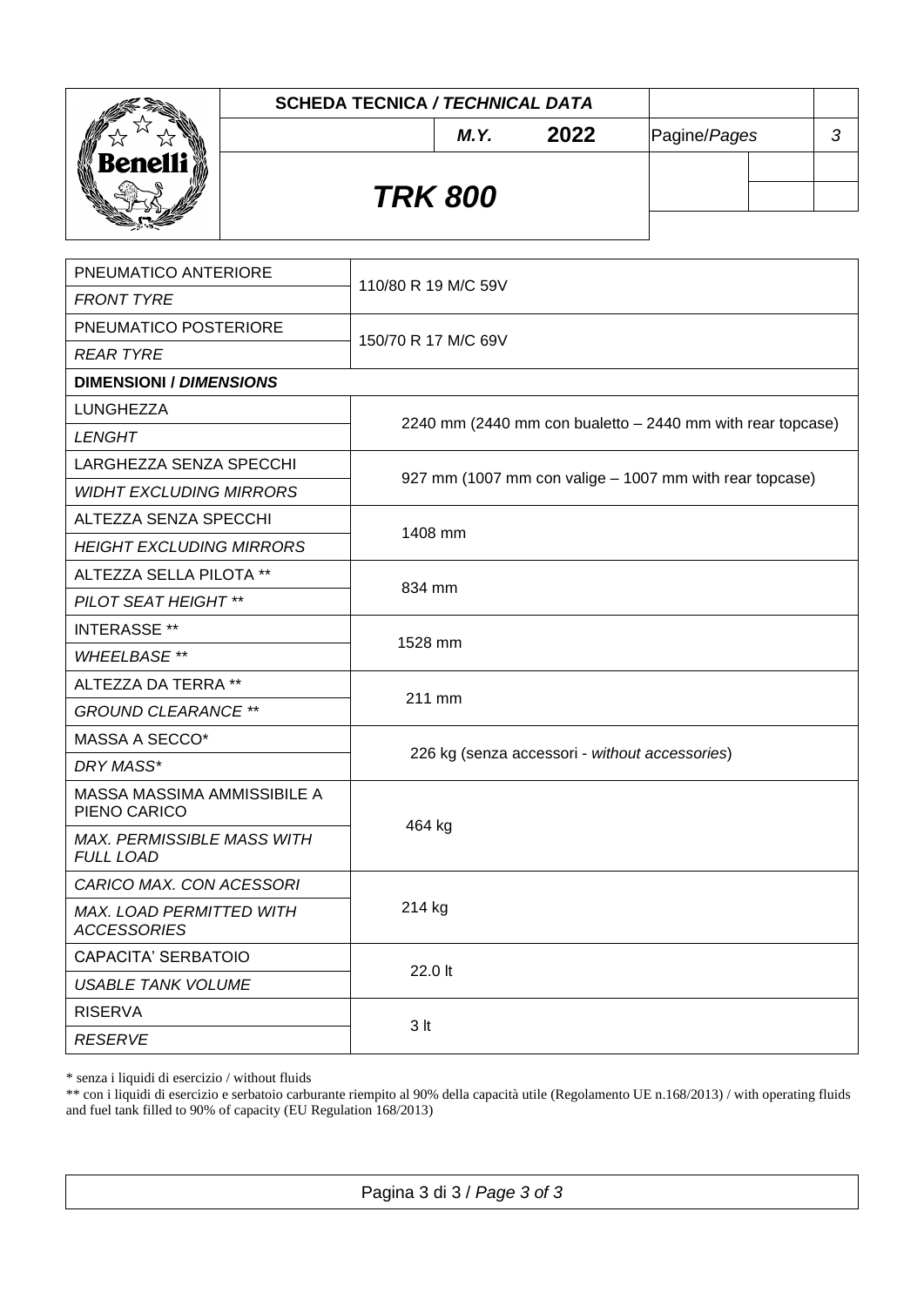| SCHEDA TECNICA / *TECHNICAL DATA* | | |
| --- | --- | --- |
| | *M.Y.* | **2022** |
| ***TRK 800*** | | |

| | |
| --- | --- |
| PNEUMATICO ANTERIORE / *FRONT TYRE* | 110/80 R 19 M/C 59V |
| PNEUMATICO POSTERIORE / *REAR TYRE* | 150/70 R 17 M/C 69V |
| **DIMENSIONI / *DIMENSIONS*** | |
| LUNGHEZZA / *LENGHT* | 2240 mm (2440 mm con bualetto – 2440 mm with rear topcase) |
| LARGHEZZA SENZA SPECCHI / *WIDHT EXCLUDING MIRRORS* | 927 mm (1007 mm con valige – 1007 mm with rear topcase) |
| ALTEZZA SENZA SPECCHI / *HEIGHT EXCLUDING MIRRORS* | 1408 mm |
| ALTEZZA SELLA PILOTA ** / *PILOT SEAT HEIGHT ** * | 834 mm |
| INTERASSE ** / *WHEELBASE ** * | 1528 mm |
| ALTEZZA DA TERRA ** / *GROUND CLEARANCE ** * | 211 mm |
| MASSA A SECCO* / *DRY MASS** | 226 kg (senza accessori - *without accessories*) |
| MASSA MASSIMA AMMISSIBILE A PIENO CARICO / *MAX. PERMISSIBLE MASS WITH FULL LOAD* | 464 kg |
| *CARICO MAX. CON ACESSORI* / *MAX. LOAD PERMITTED WITH ACCESSORIES* | 214 kg |
| CAPACITA' SERBATOIO / *USABLE TANK VOLUME* | 22.0 lt |
| RISERVA / *RESERVE* | 3 lt |

\* senza i liquidi di esercizio / without fluids

\** con i liquidi di esercizio e serbatoio carburante riempito al 90% della capacità utile (Regolamento UE n.168/2013) / with operating fluids and fuel tank filled to 90% of capacity (EU Regulation 168/2013)